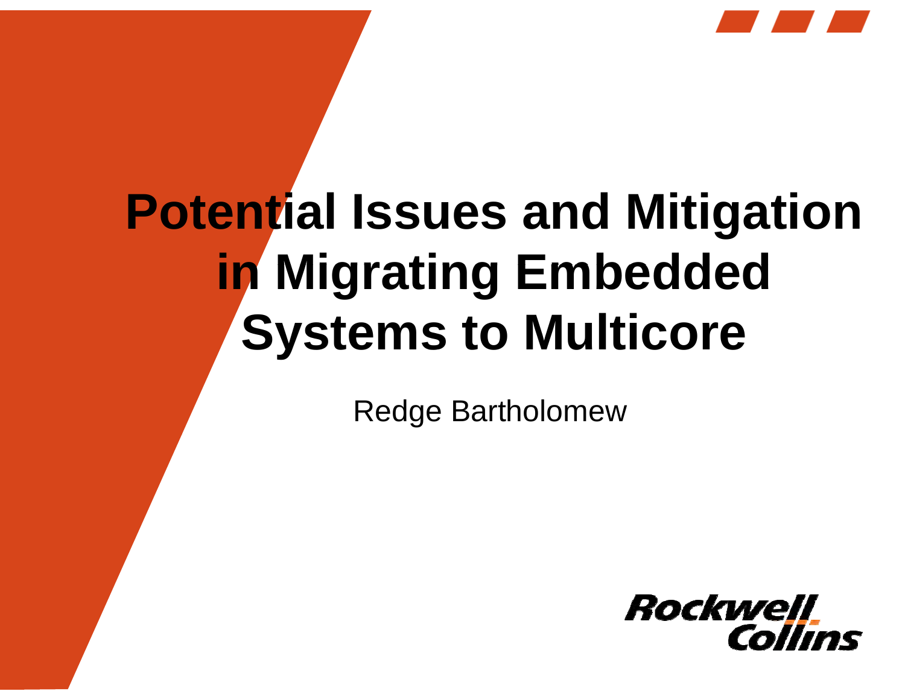# Potential Issues and Mitigation in Migrating Embedded Systems to Multicore

Redge Bartholomew

Rockwell Collins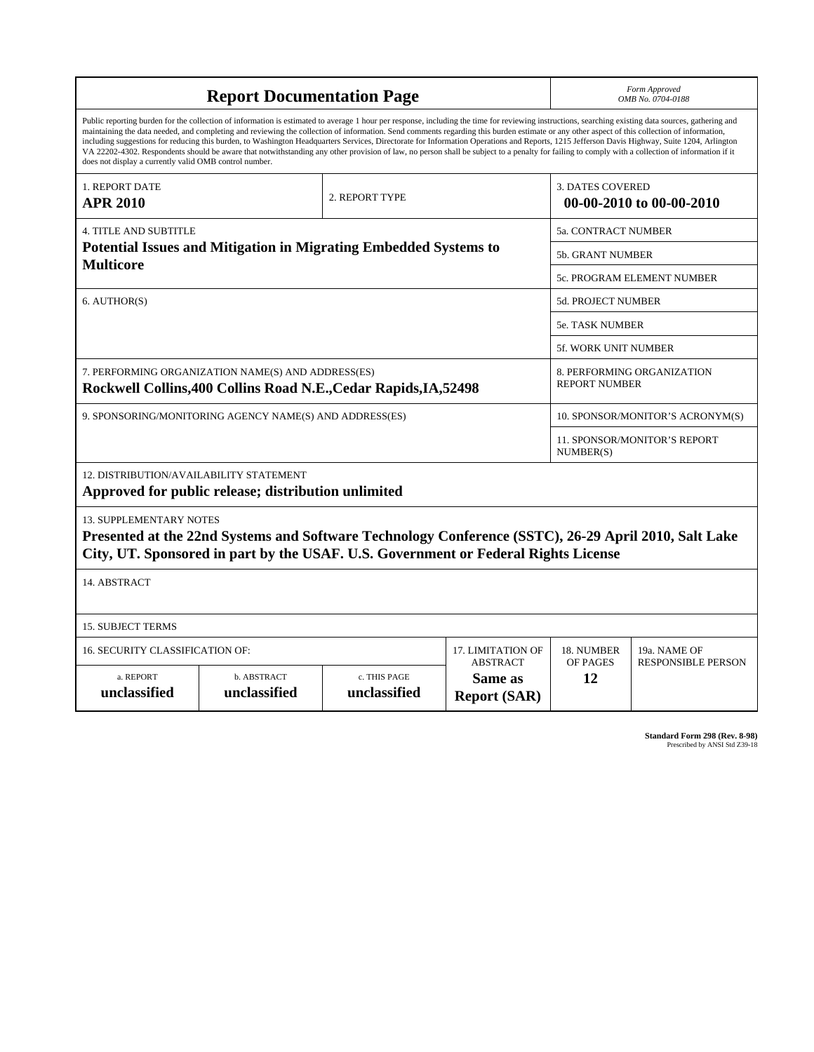# Report Documentation Page

*Form Approved*
*OMB No. 0704-0188*

Public reporting burden for the collection of information is estimated to average 1 hour per response, including the time for reviewing instructions, searching existing data sources, gathering and maintaining the data needed, and completing and reviewing the collection of information. Send comments regarding this burden estimate or any other aspect of this collection of information, including suggestions for reducing this burden, to Washington Headquarters Services, Directorate for Information Operations and Reports, 1215 Jefferson Davis Highway, Suite 1204, Arlington VA 22202-4302. Respondents should be aware that notwithstanding any other provision of law, no person shall be subject to a penalty for failing to comply with a collection of information if it does not display a currently valid OMB control number.

| | | |
|---|---|---|
| 1. REPORT DATE **APR 2010** | 2. REPORT TYPE | 3. DATES COVERED **00-00-2010 to 00-00-2010** |

| | |
|---|---|
| 4. TITLE AND SUBTITLE **Potential Issues and Mitigation in Migrating Embedded Systems to Multicore** | 5a. CONTRACT NUMBER |
| | 5b. GRANT NUMBER |
| | 5c. PROGRAM ELEMENT NUMBER |
| 6. AUTHOR(S) | 5d. PROJECT NUMBER |
| | 5e. TASK NUMBER |
| | 5f. WORK UNIT NUMBER |
| 7. PERFORMING ORGANIZATION NAME(S) AND ADDRESS(ES) **Rockwell Collins,400 Collins Road N.E.,Cedar Rapids,IA,52498** | 8. PERFORMING ORGANIZATION REPORT NUMBER |
| 9. SPONSORING/MONITORING AGENCY NAME(S) AND ADDRESS(ES) | 10. SPONSOR/MONITOR'S ACRONYM(S) |
| | 11. SPONSOR/MONITOR'S REPORT NUMBER(S) |

12. DISTRIBUTION/AVAILABILITY STATEMENT
**Approved for public release; distribution unlimited**

13. SUPPLEMENTARY NOTES
**Presented at the 22nd Systems and Software Technology Conference (SSTC), 26-29 April 2010, Salt Lake City, UT. Sponsored in part by the USAF. U.S. Government or Federal Rights License**

14. ABSTRACT

15. SUBJECT TERMS

| 16. SECURITY CLASSIFICATION OF: | | | 17. LIMITATION OF ABSTRACT | 18. NUMBER OF PAGES | 19a. NAME OF RESPONSIBLE PERSON |
|---|---|---|---|---|---|
| a. REPORT **unclassified** | b. ABSTRACT **unclassified** | c. THIS PAGE **unclassified** | **Same as Report (SAR)** | **12** | |

**Standard Form 298 (Rev. 8-98)**
Prescribed by ANSI Std Z39-18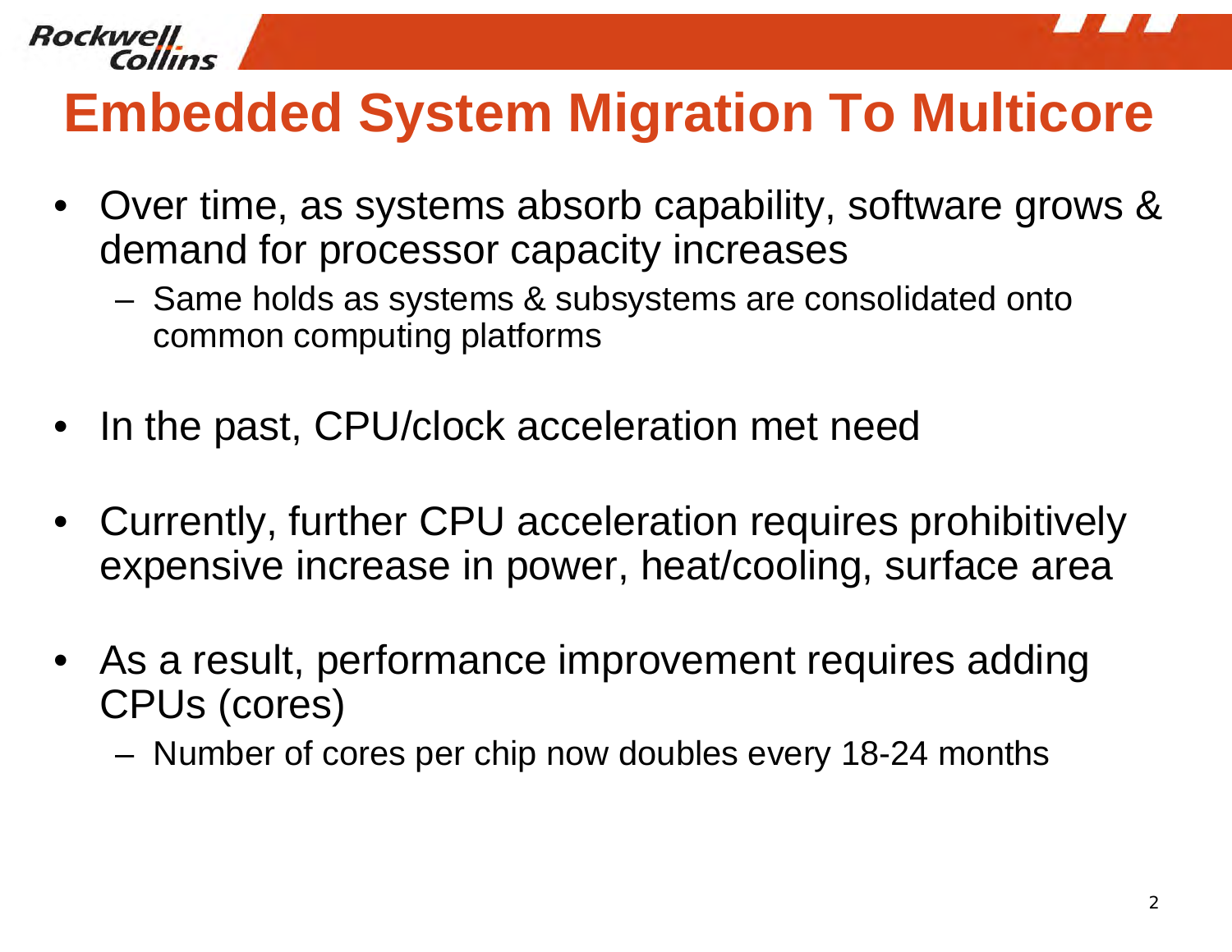# Embedded System Migration To Multicore

- Over time, as systems absorb capability, software grows & demand for processor capacity increases
  - Same holds as systems & subsystems are consolidated onto common computing platforms
- In the past, CPU/clock acceleration met need
- Currently, further CPU acceleration requires prohibitively expensive increase in power, heat/cooling, surface area
- As a result, performance improvement requires adding CPUs (cores)
  - Number of cores per chip now doubles every 18-24 months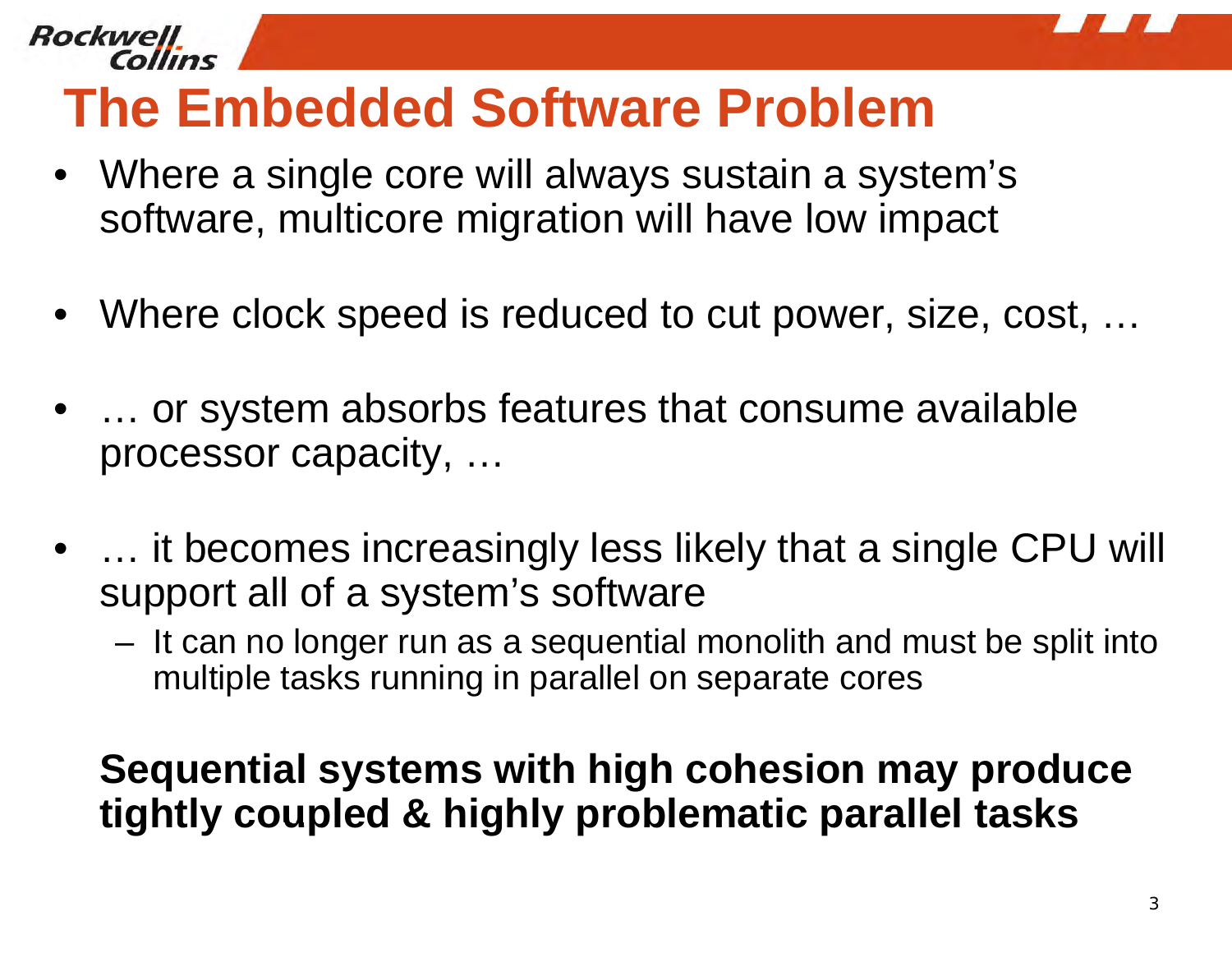# The Embedded Software Problem

- Where a single core will always sustain a system's software, multicore migration will have low impact
- Where clock speed is reduced to cut power, size, cost, …
- … or system absorbs features that consume available processor capacity, …
- … it becomes increasingly less likely that a single CPU will support all of a system's software
  - It can no longer run as a sequential monolith and must be split into multiple tasks running in parallel on separate cores

**Sequential systems with high cohesion may produce tightly coupled & highly problematic parallel tasks**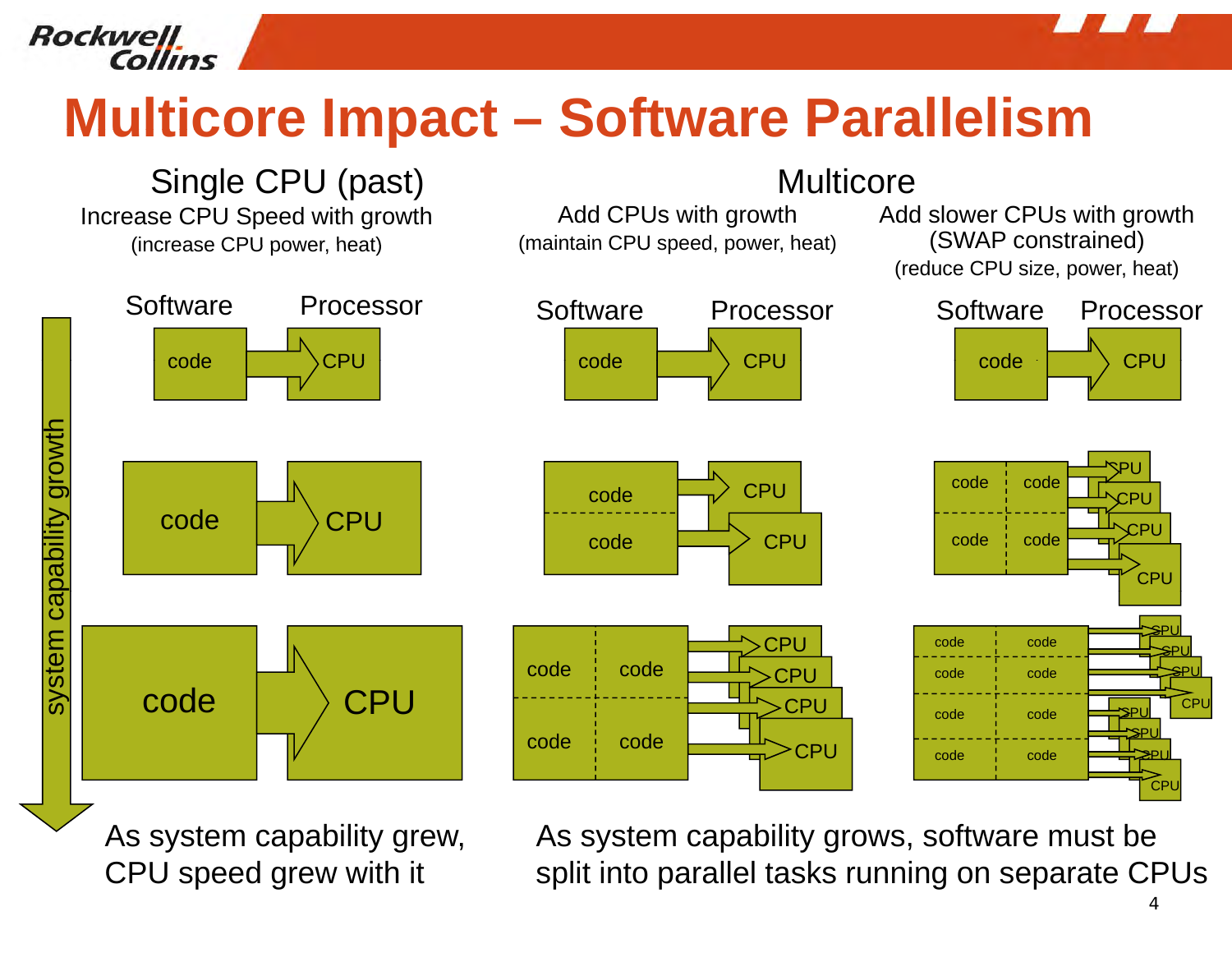# Multicore Impact – Software Parallelism

## Single CPU (past)

Increase CPU Speed with growth

(increase CPU power, heat)

## Multicore

Add CPUs with growth

(maintain CPU speed, power, heat)

Add slower CPUs with growth

(SWAP constrained)

(reduce CPU size, power, heat)

Software Processor

code CPU

system capability growth

As system capability grew, CPU speed grew with it

As system capability grows, software must be split into parallel tasks running on separate CPUs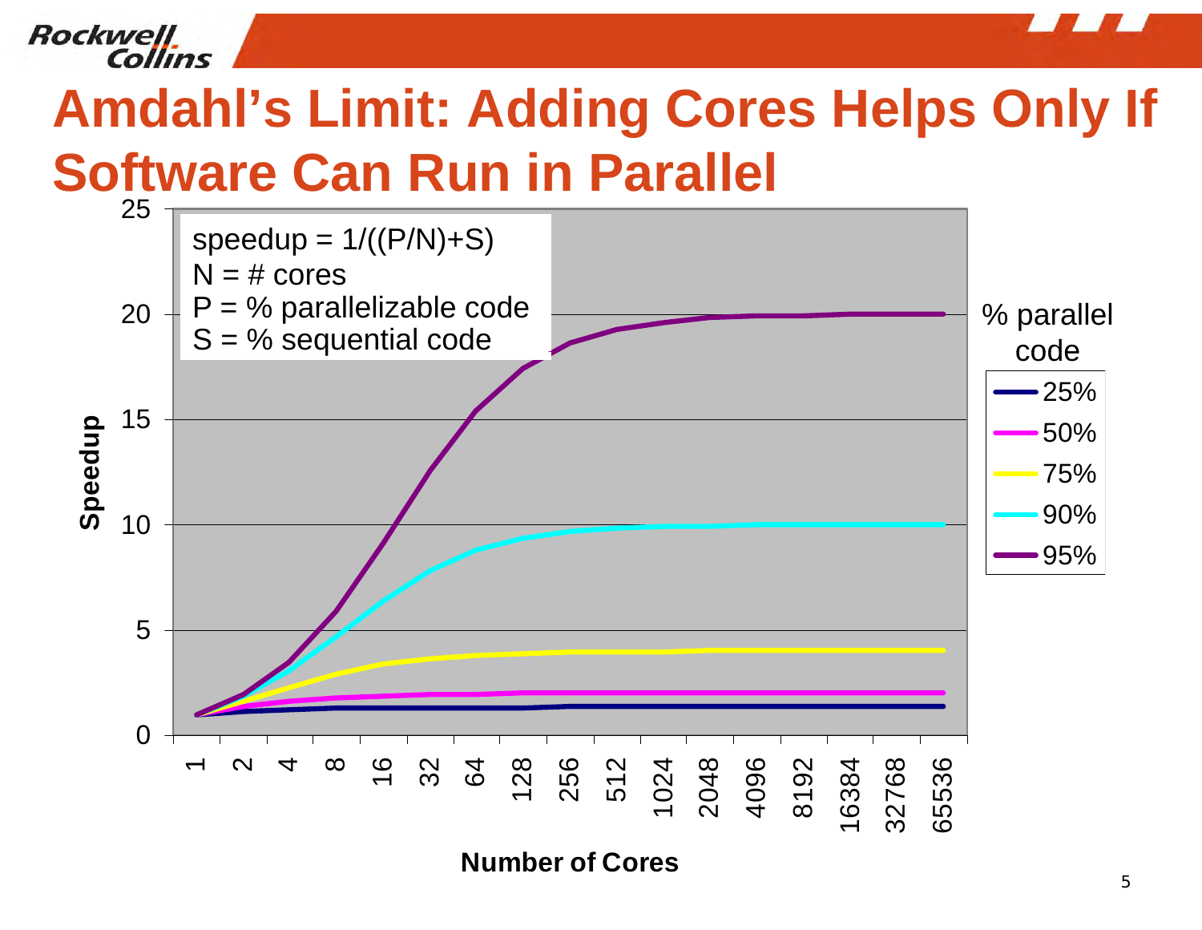# Amdahl's Limit: Adding Cores Helps Only If Software Can Run in Parallel

speedup = 1/((P/N)+S)
N = # cores
P = % parallelizable code
S = % sequential code

% parallel code:
- 25%
- 50%
- 75%
- 90%
- 95%

Speedup (y-axis): 0, 5, 10, 15, 20, 25

Number of Cores (x-axis): 1, 2, 4, 8, 16, 32, 64, 128, 256, 512, 1024, 2048, 4096, 8192, 16384, 32768, 65536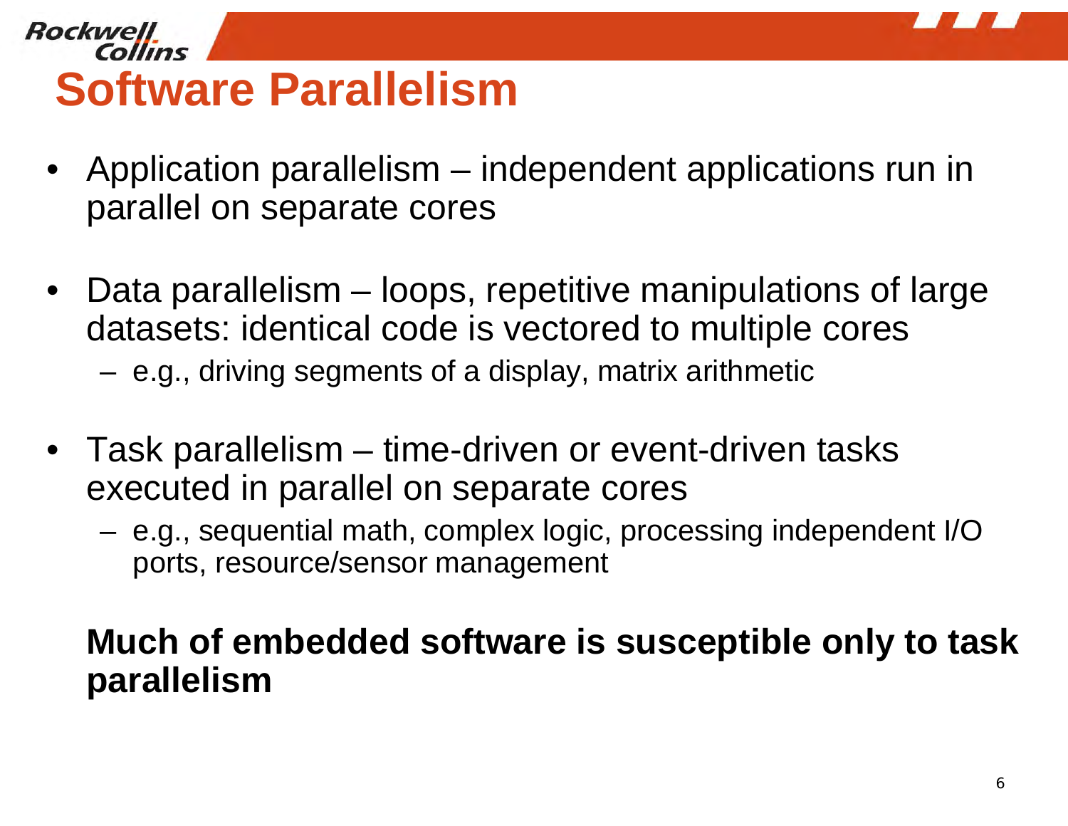# Software Parallelism

- Application parallelism – independent applications run in parallel on separate cores
- Data parallelism – loops, repetitive manipulations of large datasets: identical code is vectored to multiple cores
  - e.g., driving segments of a display, matrix arithmetic
- Task parallelism – time-driven or event-driven tasks executed in parallel on separate cores
  - e.g., sequential math, complex logic, processing independent I/O ports, resource/sensor management

**Much of embedded software is susceptible only to task parallelism**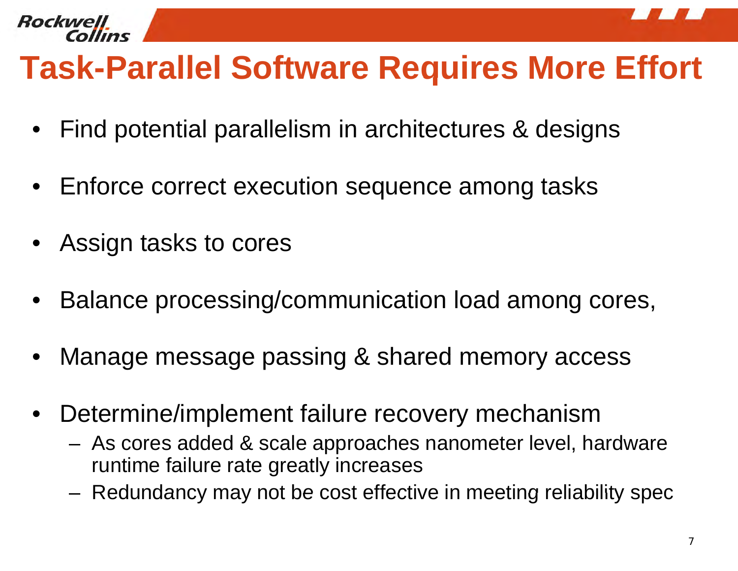# Task-Parallel Software Requires More Effort

- Find potential parallelism in architectures & designs
- Enforce correct execution sequence among tasks
- Assign tasks to cores
- Balance processing/communication load among cores,
- Manage message passing & shared memory access
- Determine/implement failure recovery mechanism
  - As cores added & scale approaches nanometer level, hardware runtime failure rate greatly increases
  - Redundancy may not be cost effective in meeting reliability spec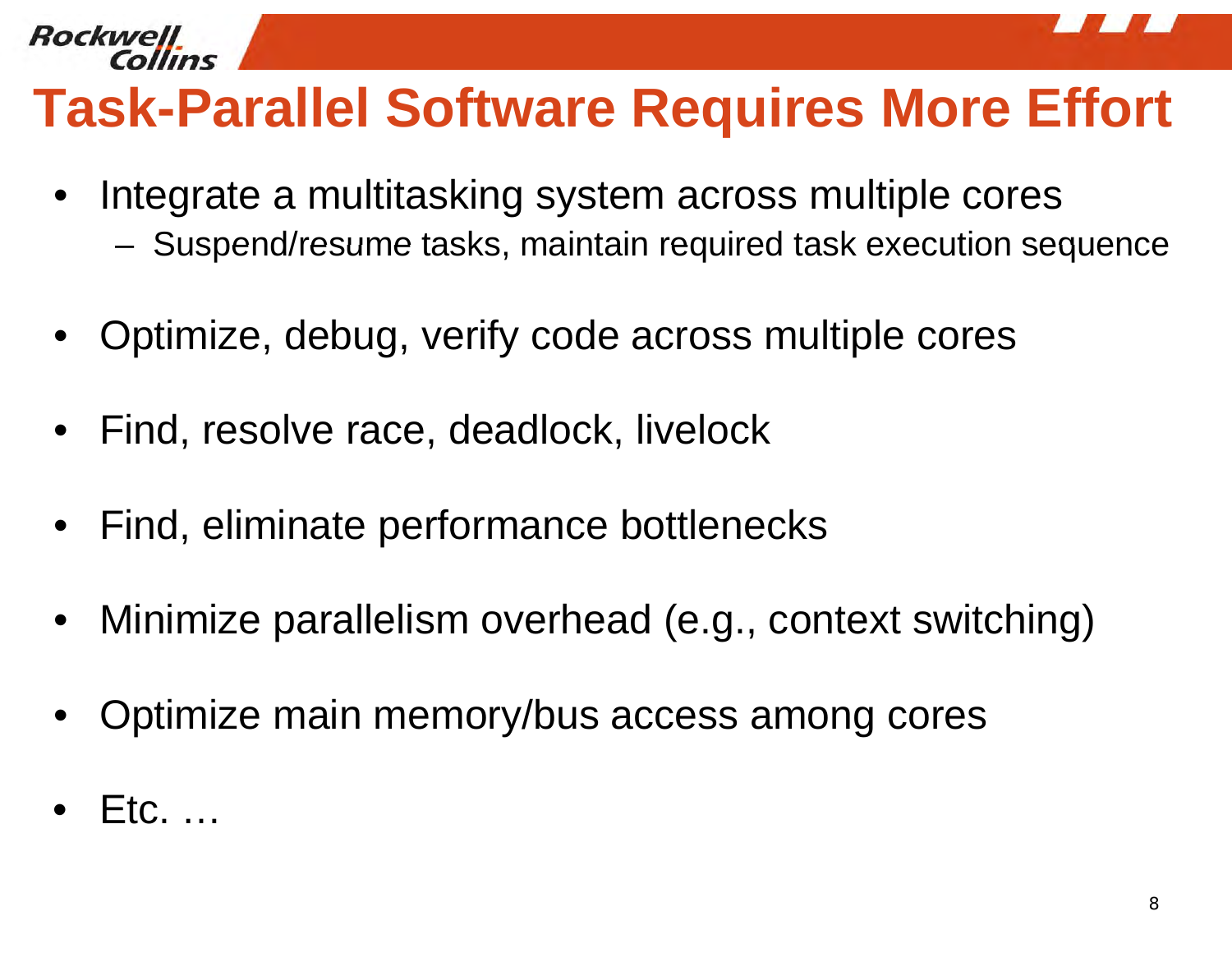# Task-Parallel Software Requires More Effort

- Integrate a multitasking system across multiple cores
  - Suspend/resume tasks, maintain required task execution sequence
- Optimize, debug, verify code across multiple cores
- Find, resolve race, deadlock, livelock
- Find, eliminate performance bottlenecks
- Minimize parallelism overhead (e.g., context switching)
- Optimize main memory/bus access among cores
- Etc. …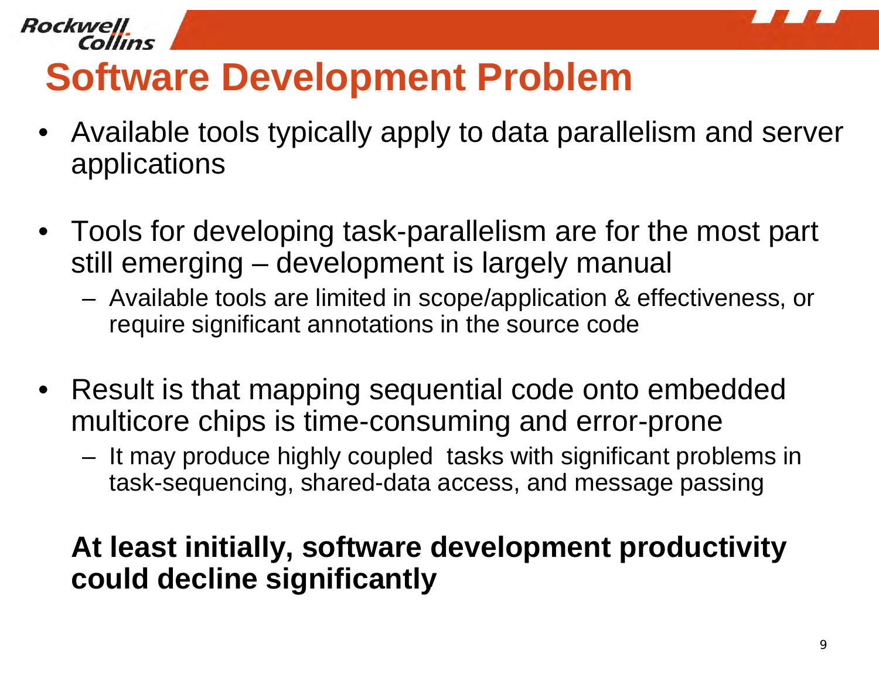# Software Development Problem

- Available tools typically apply to data parallelism and server applications
- Tools for developing task-parallelism are for the most part still emerging – development is largely manual
  - Available tools are limited in scope/application & effectiveness, or require significant annotations in the source code
- Result is that mapping sequential code onto embedded multicore chips is time-consuming and error-prone
  - It may produce highly coupled tasks with significant problems in task-sequencing, shared-data access, and message passing

**At least initially, software development productivity could decline significantly**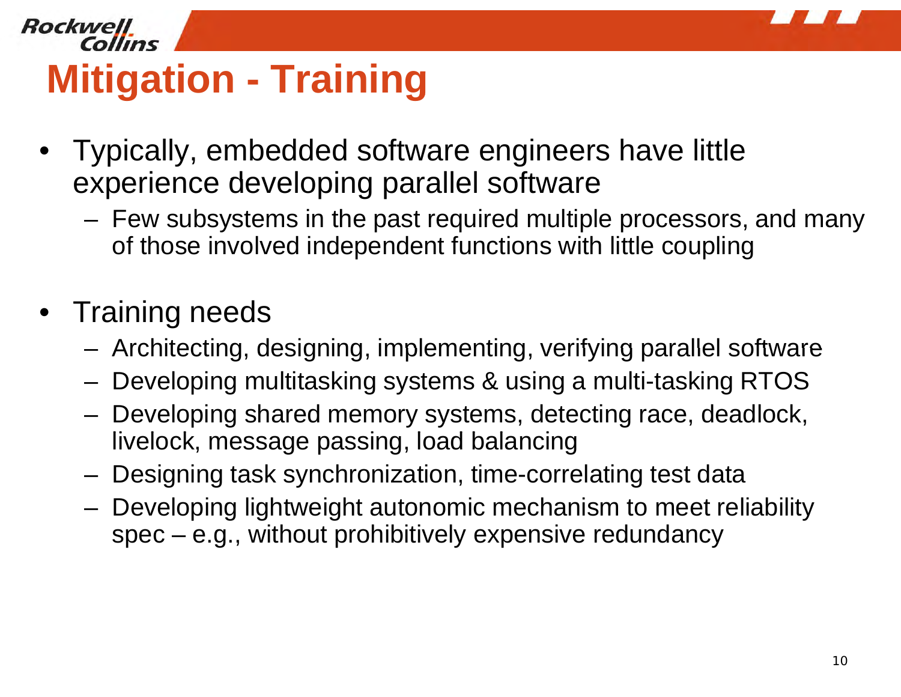# Mitigation - Training

- Typically, embedded software engineers have little experience developing parallel software
  - Few subsystems in the past required multiple processors, and many of those involved independent functions with little coupling

- Training needs
  - Architecting, designing, implementing, verifying parallel software
  - Developing multitasking systems & using a multi-tasking RTOS
  - Developing shared memory systems, detecting race, deadlock, livelock, message passing, load balancing
  - Designing task synchronization, time-correlating test data
  - Developing lightweight autonomic mechanism to meet reliability spec – e.g., without prohibitively expensive redundancy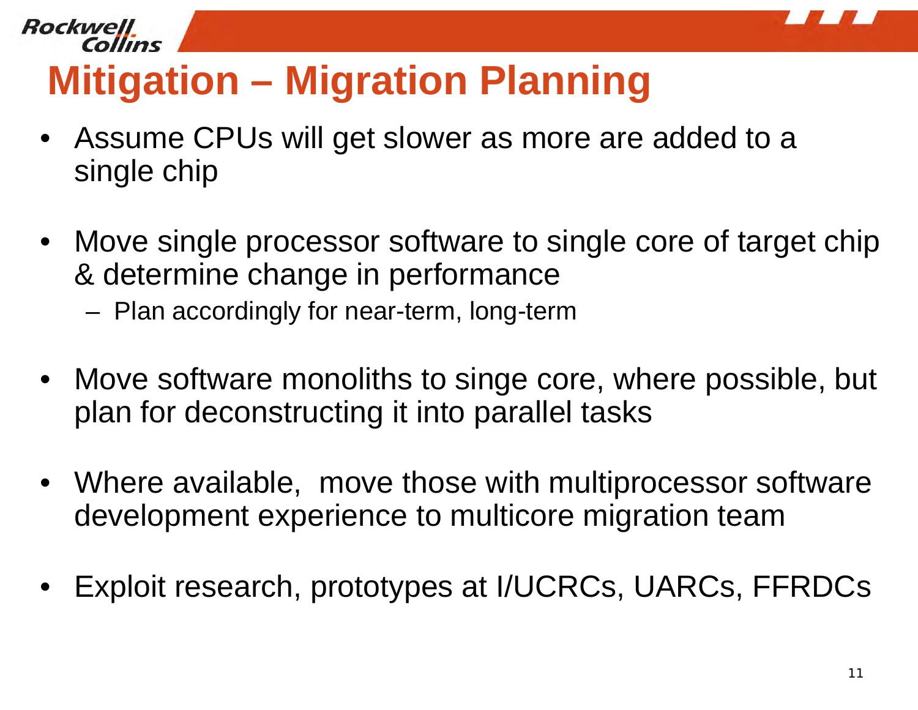# Mitigation – Migration Planning

- Assume CPUs will get slower as more are added to a single chip
- Move single processor software to single core of target chip & determine change in performance
  - Plan accordingly for near-term, long-term
- Move software monoliths to singe core, where possible, but plan for deconstructing it into parallel tasks
- Where available, move those with multiprocessor software development experience to multicore migration team
- Exploit research, prototypes at I/UCRCs, UARCs, FFRDCs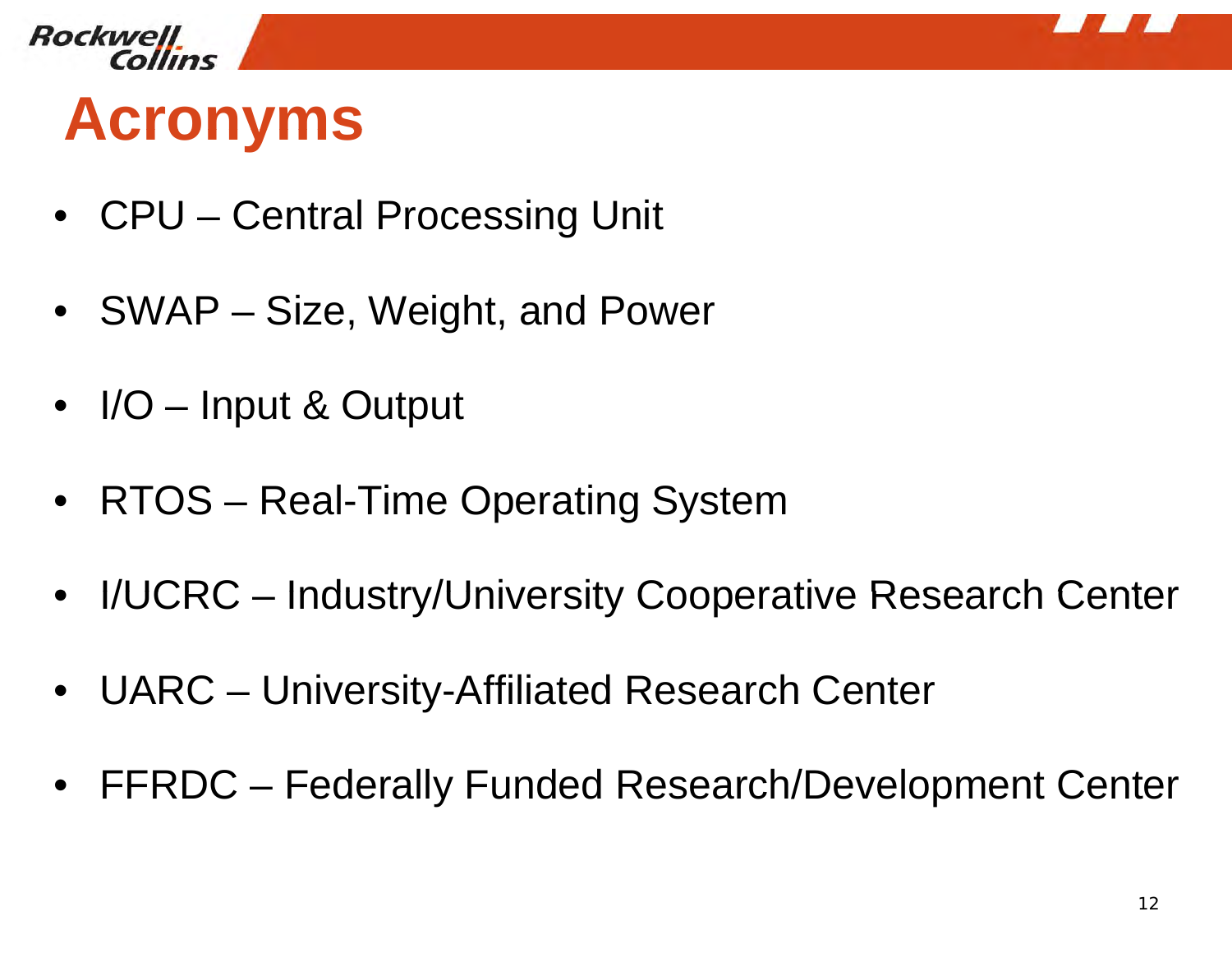# Acronyms

- CPU – Central Processing Unit
- SWAP – Size, Weight, and Power
- I/O – Input & Output
- RTOS – Real-Time Operating System
- I/UCRC – Industry/University Cooperative Research Center
- UARC – University-Affiliated Research Center
- FFRDC – Federally Funded Research/Development Center